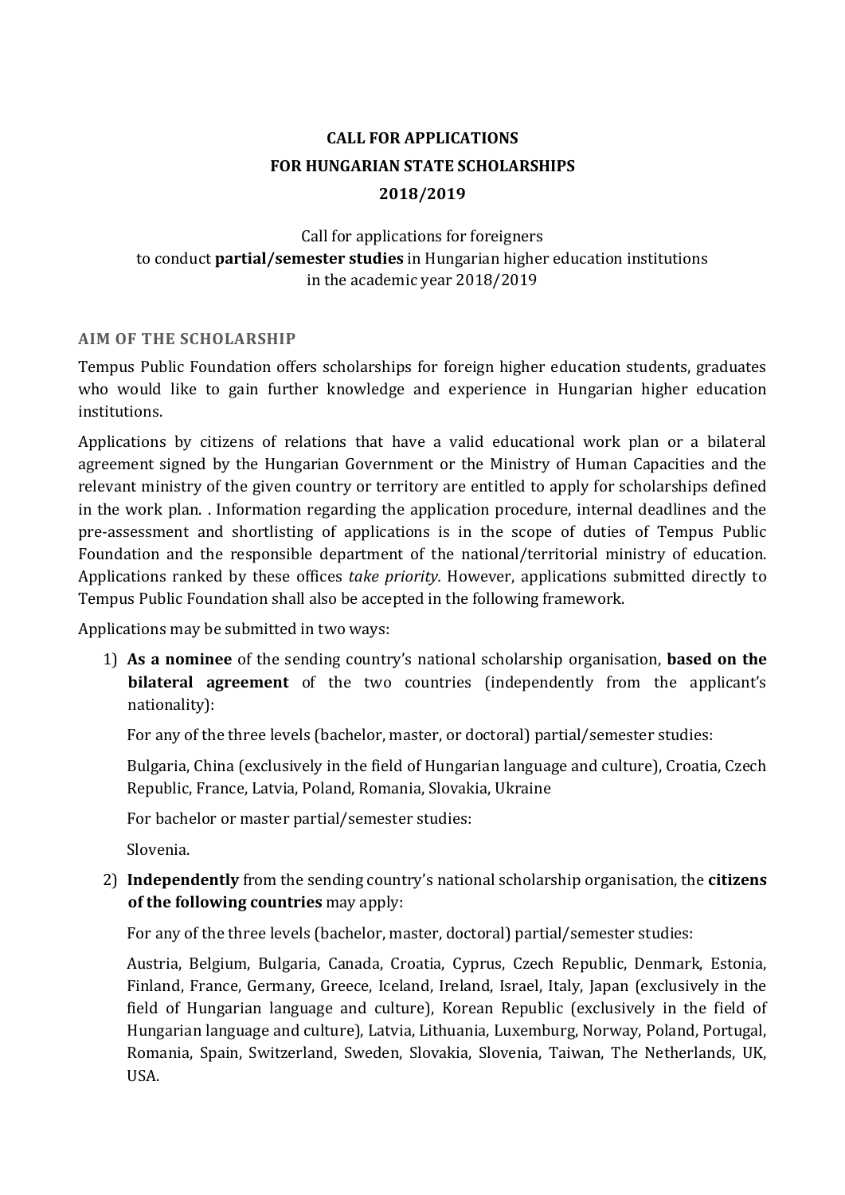# CALL FOR APPLICATIONS
# FOR HUNGARIAN STATE SCHOLARSHIPS
# 2018/2019

Call for applications for foreigners
to conduct **partial/semester studies** in Hungarian higher education institutions
in the academic year 2018/2019

## AIM OF THE SCHOLARSHIP

Tempus Public Foundation offers scholarships for foreign higher education students, graduates who would like to gain further knowledge and experience in Hungarian higher education institutions.

Applications by citizens of relations that have a valid educational work plan or a bilateral agreement signed by the Hungarian Government or the Ministry of Human Capacities and the relevant ministry of the given country or territory are entitled to apply for scholarships defined in the work plan. . Information regarding the application procedure, internal deadlines and the pre-assessment and shortlisting of applications is in the scope of duties of Tempus Public Foundation and the responsible department of the national/territorial ministry of education. Applications ranked by these offices *take priority.* However, applications submitted directly to Tempus Public Foundation shall also be accepted in the following framework.

Applications may be submitted in two ways:

1) **As a nominee** of the sending country's national scholarship organisation, **based on the bilateral agreement** of the two countries (independently from the applicant's nationality):

   For any of the three levels (bachelor, master, or doctoral) partial/semester studies:

   Bulgaria, China (exclusively in the field of Hungarian language and culture), Croatia, Czech Republic, France, Latvia, Poland, Romania, Slovakia, Ukraine

   For bachelor or master partial/semester studies:

   Slovenia.

2) **Independently** from the sending country's national scholarship organisation, the **citizens of the following countries** may apply:

   For any of the three levels (bachelor, master, doctoral) partial/semester studies:

   Austria, Belgium, Bulgaria, Canada, Croatia, Cyprus, Czech Republic, Denmark, Estonia, Finland, France, Germany, Greece, Iceland, Ireland, Israel, Italy, Japan (exclusively in the field of Hungarian language and culture), Korean Republic (exclusively in the field of Hungarian language and culture), Latvia, Lithuania, Luxemburg, Norway, Poland, Portugal, Romania, Spain, Switzerland, Sweden, Slovakia, Slovenia, Taiwan, The Netherlands, UK, USA.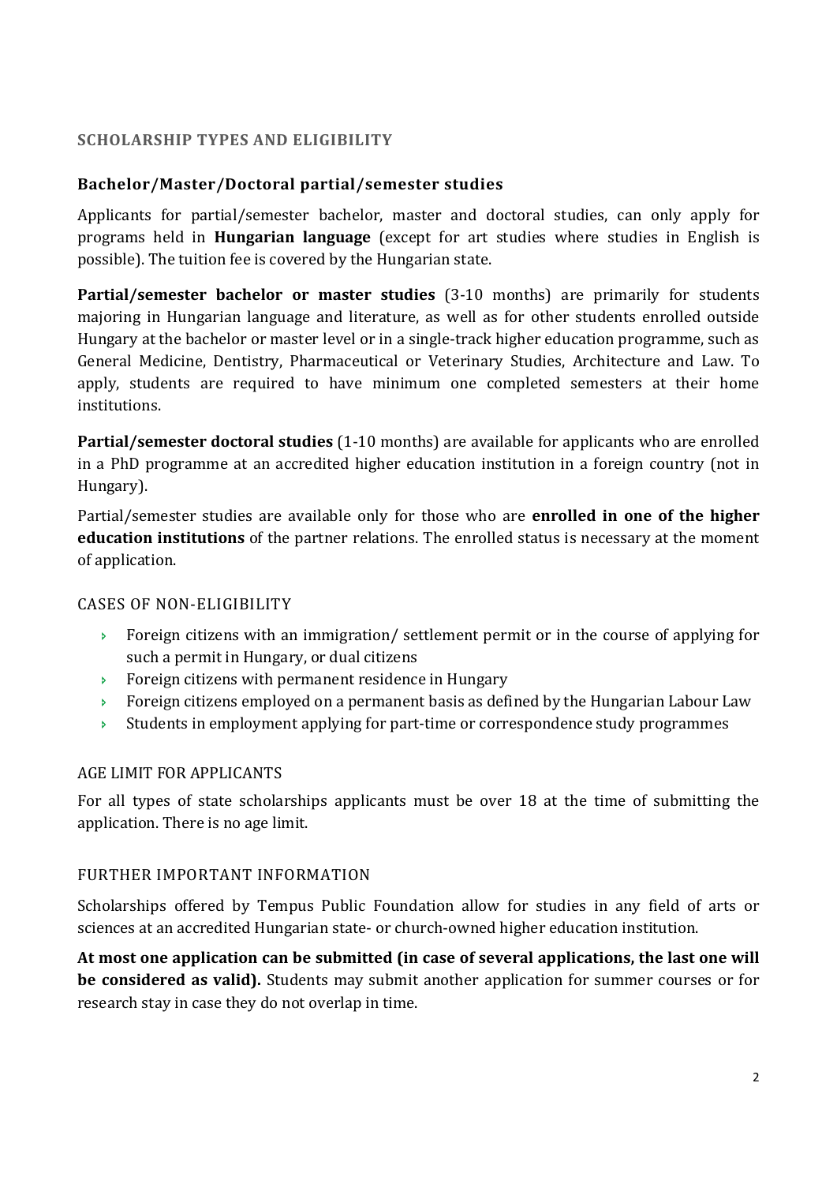## SCHOLARSHIP TYPES AND ELIGIBILITY

### Bachelor/Master/Doctoral partial/semester studies

Applicants for partial/semester bachelor, master and doctoral studies, can only apply for programs held in **Hungarian language** (except for art studies where studies in English is possible). The tuition fee is covered by the Hungarian state.

**Partial/semester bachelor or master studies** (3-10 months) are primarily for students majoring in Hungarian language and literature, as well as for other students enrolled outside Hungary at the bachelor or master level or in a single-track higher education programme, such as General Medicine, Dentistry, Pharmaceutical or Veterinary Studies, Architecture and Law. To apply, students are required to have minimum one completed semesters at their home institutions.

**Partial/semester doctoral studies** (1-10 months) are available for applicants who are enrolled in a PhD programme at an accredited higher education institution in a foreign country (not in Hungary).

Partial/semester studies are available only for those who are **enrolled in one of the higher education institutions** of the partner relations. The enrolled status is necessary at the moment of application.

#### CASES OF NON-ELIGIBILITY

- Foreign citizens with an immigration/ settlement permit or in the course of applying for such a permit in Hungary, or dual citizens
- Foreign citizens with permanent residence in Hungary
- Foreign citizens employed on a permanent basis as defined by the Hungarian Labour Law
- Students in employment applying for part-time or correspondence study programmes

#### AGE LIMIT FOR APPLICANTS

For all types of state scholarships applicants must be over 18 at the time of submitting the application. There is no age limit.

#### FURTHER IMPORTANT INFORMATION

Scholarships offered by Tempus Public Foundation allow for studies in any field of arts or sciences at an accredited Hungarian state- or church-owned higher education institution.

**At most one application can be submitted (in case of several applications, the last one will be considered as valid).** Students may submit another application for summer courses or for research stay in case they do not overlap in time.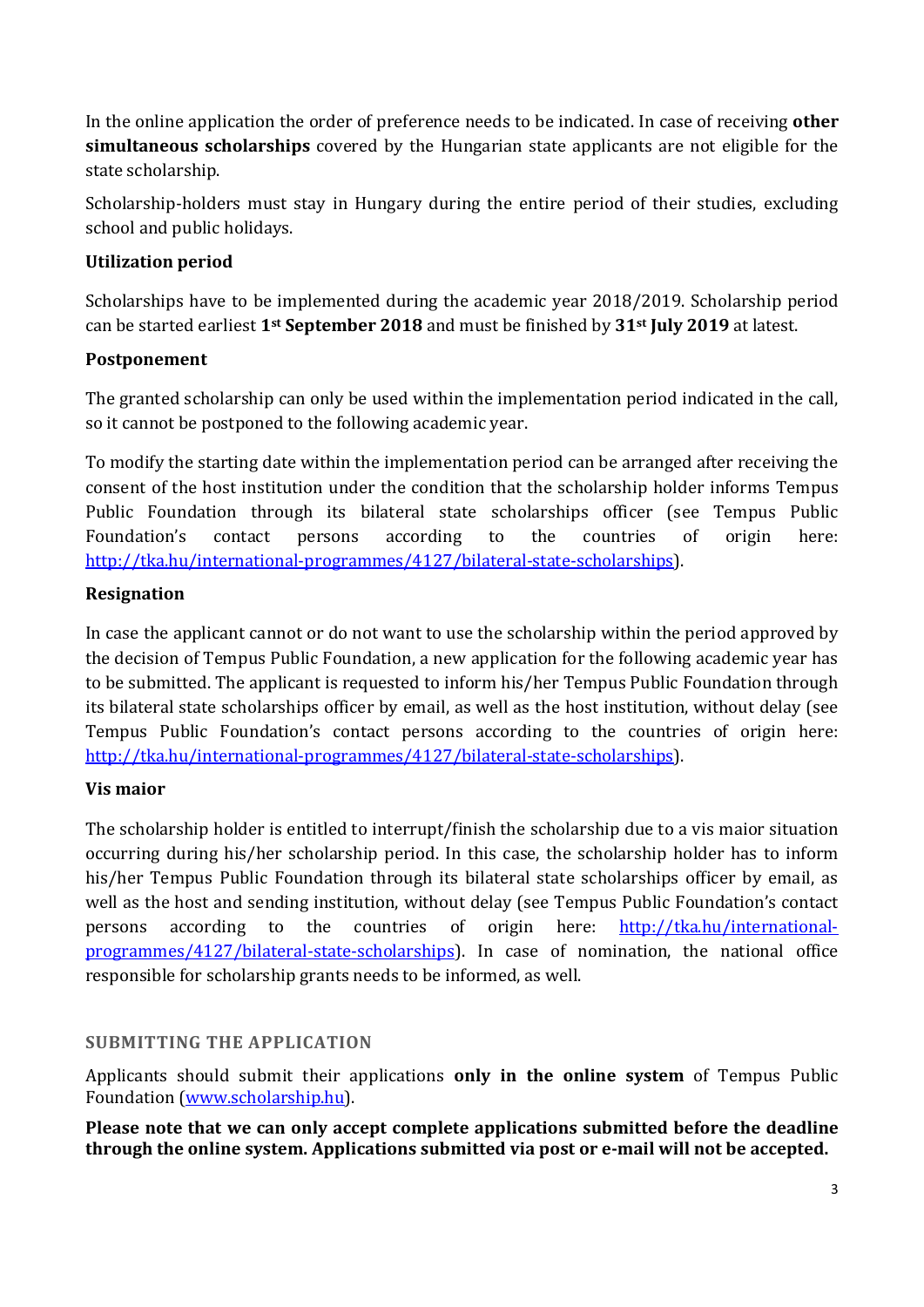In the online application the order of preference needs to be indicated. In case of receiving **other simultaneous scholarships** covered by the Hungarian state applicants are not eligible for the state scholarship.

Scholarship-holders must stay in Hungary during the entire period of their studies, excluding school and public holidays.

**Utilization period**

Scholarships have to be implemented during the academic year 2018/2019. Scholarship period can be started earliest **1st September 2018** and must be finished by **31st July 2019** at latest.

**Postponement**

The granted scholarship can only be used within the implementation period indicated in the call, so it cannot be postponed to the following academic year.

To modify the starting date within the implementation period can be arranged after receiving the consent of the host institution under the condition that the scholarship holder informs Tempus Public Foundation through its bilateral state scholarships officer (see Tempus Public Foundation's contact persons according to the countries of origin here: [http://tka.hu/international-programmes/4127/bilateral-state-scholarships](http://tka.hu/international-programmes/4127/bilateral-state-scholarships)).

**Resignation**

In case the applicant cannot or do not want to use the scholarship within the period approved by the decision of Tempus Public Foundation, a new application for the following academic year has to be submitted. The applicant is requested to inform his/her Tempus Public Foundation through its bilateral state scholarships officer by email, as well as the host institution, without delay (see Tempus Public Foundation's contact persons according to the countries of origin here: [http://tka.hu/international-programmes/4127/bilateral-state-scholarships](http://tka.hu/international-programmes/4127/bilateral-state-scholarships)).

**Vis maior**

The scholarship holder is entitled to interrupt/finish the scholarship due to a vis maior situation occurring during his/her scholarship period. In this case, the scholarship holder has to inform his/her Tempus Public Foundation through its bilateral state scholarships officer by email, as well as the host and sending institution, without delay (see Tempus Public Foundation's contact persons according to the countries of origin here: [http://tka.hu/international-programmes/4127/bilateral-state-scholarships](http://tka.hu/international-programmes/4127/bilateral-state-scholarships)). In case of nomination, the national office responsible for scholarship grants needs to be informed, as well.

## SUBMITTING THE APPLICATION

Applicants should submit their applications **only in the online system** of Tempus Public Foundation ([www.scholarship.hu](http://www.scholarship.hu)).

**Please note that we can only accept complete applications submitted before the deadline through the online system. Applications submitted via post or e-mail will not be accepted.**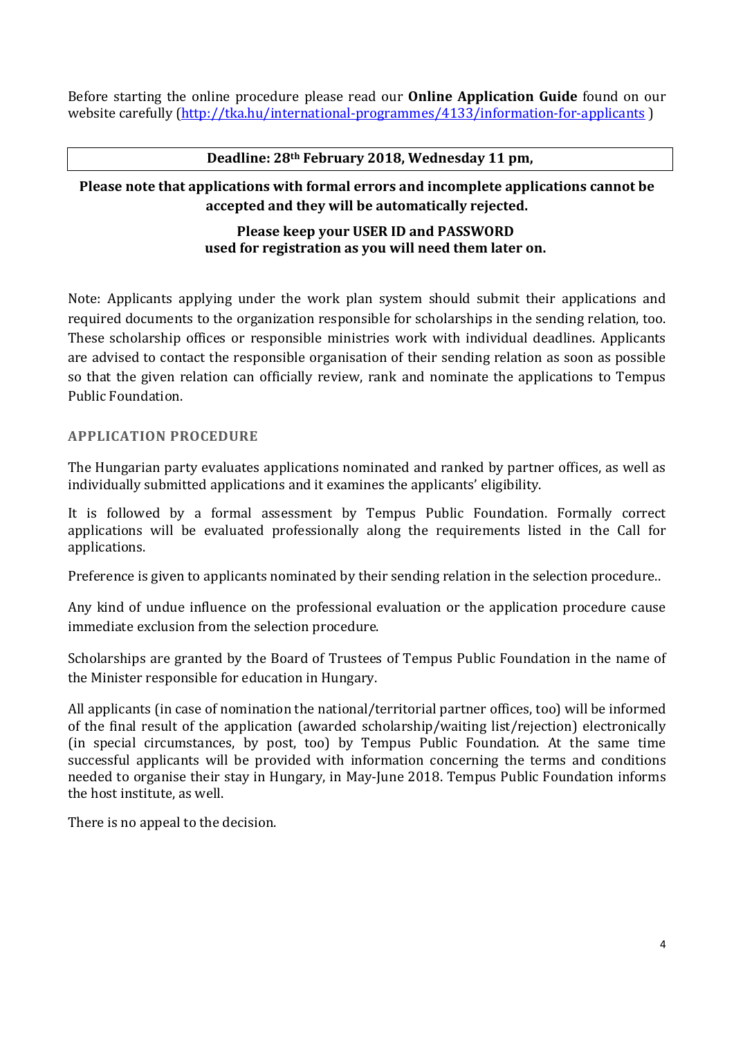Before starting the online procedure please read our **Online Application Guide** found on our website carefully (http://tka.hu/international-programmes/4133/information-for-applicants )

| **Deadline: 28th February 2018, Wednesday 11 pm,** |
| --- |

**Please note that applications with formal errors and incomplete applications cannot be accepted and they will be automatically rejected.**

**Please keep your USER ID and PASSWORD used for registration as you will need them later on.**

Note: Applicants applying under the work plan system should submit their applications and required documents to the organization responsible for scholarships in the sending relation, too. These scholarship offices or responsible ministries work with individual deadlines. Applicants are advised to contact the responsible organisation of their sending relation as soon as possible so that the given relation can officially review, rank and nominate the applications to Tempus Public Foundation.

## APPLICATION PROCEDURE

The Hungarian party evaluates applications nominated and ranked by partner offices, as well as individually submitted applications and it examines the applicants' eligibility.

It is followed by a formal assessment by Tempus Public Foundation. Formally correct applications will be evaluated professionally along the requirements listed in the Call for applications.

Preference is given to applicants nominated by their sending relation in the selection procedure..

Any kind of undue influence on the professional evaluation or the application procedure cause immediate exclusion from the selection procedure.

Scholarships are granted by the Board of Trustees of Tempus Public Foundation in the name of the Minister responsible for education in Hungary.

All applicants (in case of nomination the national/territorial partner offices, too) will be informed of the final result of the application (awarded scholarship/waiting list/rejection) electronically (in special circumstances, by post, too) by Tempus Public Foundation. At the same time successful applicants will be provided with information concerning the terms and conditions needed to organise their stay in Hungary, in May-June 2018. Tempus Public Foundation informs the host institute, as well.

There is no appeal to the decision.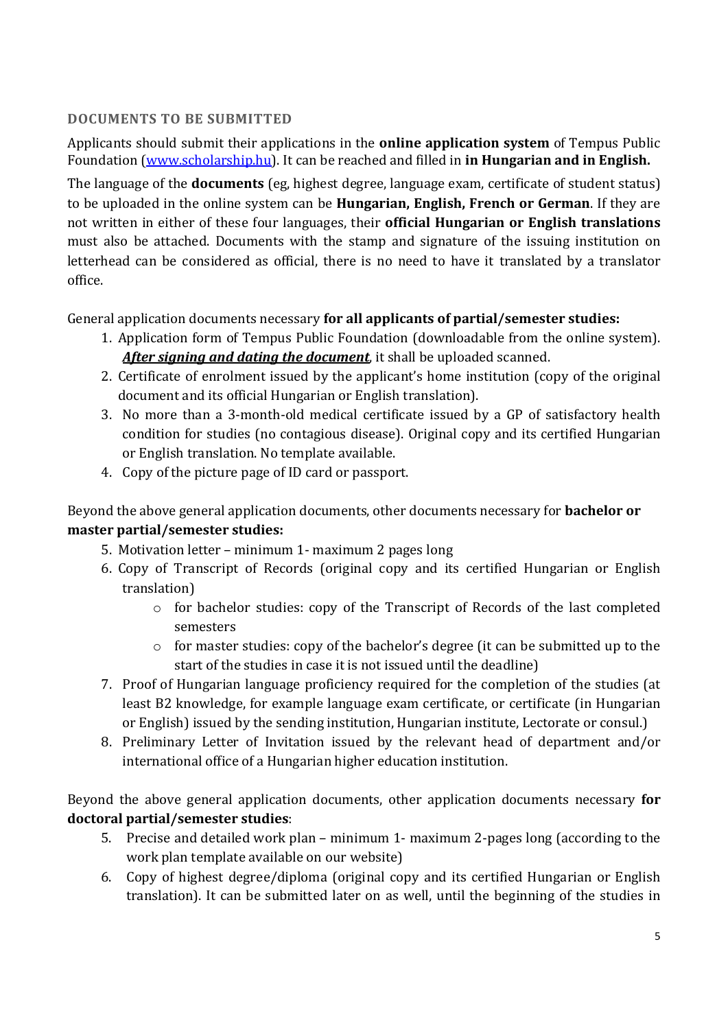## DOCUMENTS TO BE SUBMITTED

Applicants should submit their applications in the **online application system** of Tempus Public Foundation ([www.scholarship.hu](www.scholarship.hu)). It can be reached and filled in **in Hungarian and in English.**

The language of the **documents** (eg, highest degree, language exam, certificate of student status) to be uploaded in the online system can be **Hungarian, English, French or German**. If they are not written in either of these four languages, their **official Hungarian or English translations** must also be attached. Documents with the stamp and signature of the issuing institution on letterhead can be considered as official, there is no need to have it translated by a translator office.

General application documents necessary **for all applicants of partial/semester studies:**

1. Application form of Tempus Public Foundation (downloadable from the online system). ***After signing and dating the document***, it shall be uploaded scanned.
2. Certificate of enrolment issued by the applicant's home institution (copy of the original document and its official Hungarian or English translation).
3. No more than a 3-month-old medical certificate issued by a GP of satisfactory health condition for studies (no contagious disease). Original copy and its certified Hungarian or English translation. No template available.
4. Copy of the picture page of ID card or passport.

Beyond the above general application documents, other documents necessary for **bachelor or master partial/semester studies:**

5. Motivation letter – minimum 1- maximum 2 pages long
6. Copy of Transcript of Records (original copy and its certified Hungarian or English translation)
   - for bachelor studies: copy of the Transcript of Records of the last completed semesters
   - for master studies: copy of the bachelor's degree (it can be submitted up to the start of the studies in case it is not issued until the deadline)
7. Proof of Hungarian language proficiency required for the completion of the studies (at least B2 knowledge, for example language exam certificate, or certificate (in Hungarian or English) issued by the sending institution, Hungarian institute, Lectorate or consul.)
8. Preliminary Letter of Invitation issued by the relevant head of department and/or international office of a Hungarian higher education institution.

Beyond the above general application documents, other application documents necessary **for doctoral partial/semester studies**:

5. Precise and detailed work plan – minimum 1- maximum 2-pages long (according to the work plan template available on our website)
6. Copy of highest degree/diploma (original copy and its certified Hungarian or English translation). It can be submitted later on as well, until the beginning of the studies in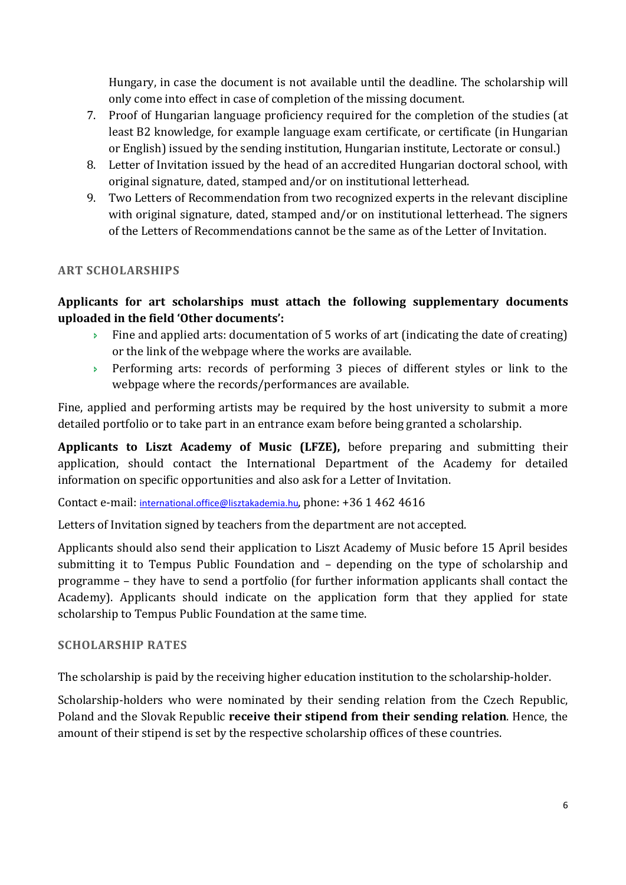Hungary, in case the document is not available until the deadline. The scholarship will only come into effect in case of completion of the missing document.

7. Proof of Hungarian language proficiency required for the completion of the studies (at least B2 knowledge, for example language exam certificate, or certificate (in Hungarian or English) issued by the sending institution, Hungarian institute, Lectorate or consul.)
8. Letter of Invitation issued by the head of an accredited Hungarian doctoral school, with original signature, dated, stamped and/or on institutional letterhead.
9. Two Letters of Recommendation from two recognized experts in the relevant discipline with original signature, dated, stamped and/or on institutional letterhead. The signers of the Letters of Recommendations cannot be the same as of the Letter of Invitation.

## ART SCHOLARSHIPS

**Applicants for art scholarships must attach the following supplementary documents uploaded in the field 'Other documents':**

- Fine and applied arts: documentation of 5 works of art (indicating the date of creating) or the link of the webpage where the works are available.
- Performing arts: records of performing 3 pieces of different styles or link to the webpage where the records/performances are available.

Fine, applied and performing artists may be required by the host university to submit a more detailed portfolio or to take part in an entrance exam before being granted a scholarship.

**Applicants to Liszt Academy of Music (LFZE),** before preparing and submitting their application, should contact the International Department of the Academy for detailed information on specific opportunities and also ask for a Letter of Invitation.

Contact e-mail: international.office@lisztakademia.hu, phone: +36 1 462 4616

Letters of Invitation signed by teachers from the department are not accepted.

Applicants should also send their application to Liszt Academy of Music before 15 April besides submitting it to Tempus Public Foundation and – depending on the type of scholarship and programme – they have to send a portfolio (for further information applicants shall contact the Academy). Applicants should indicate on the application form that they applied for state scholarship to Tempus Public Foundation at the same time.

## SCHOLARSHIP RATES

The scholarship is paid by the receiving higher education institution to the scholarship-holder.

Scholarship-holders who were nominated by their sending relation from the Czech Republic, Poland and the Slovak Republic **receive their stipend from their sending relation**. Hence, the amount of their stipend is set by the respective scholarship offices of these countries.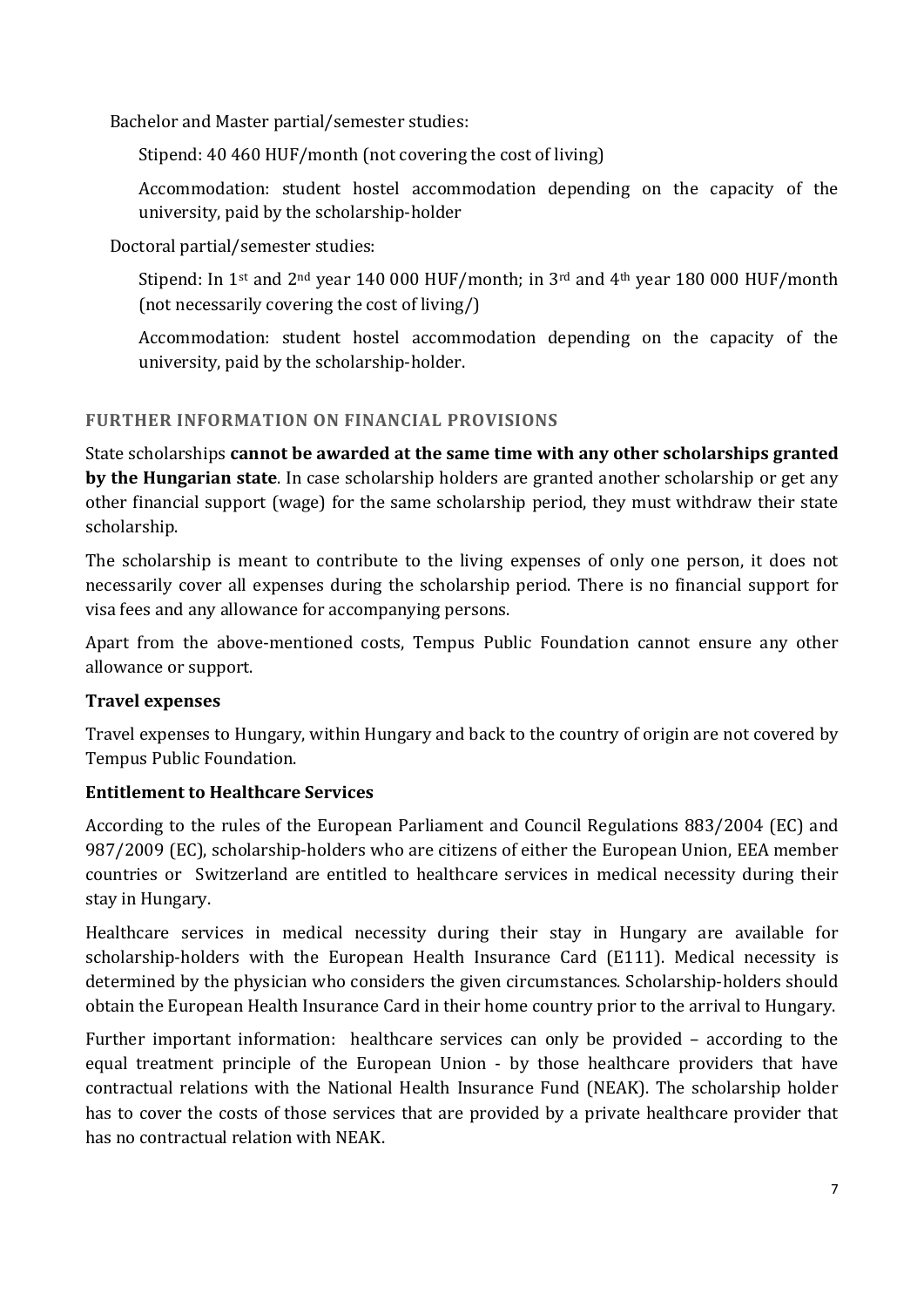Bachelor and Master partial/semester studies:

Stipend: 40 460 HUF/month (not covering the cost of living)

Accommodation: student hostel accommodation depending on the capacity of the university, paid by the scholarship-holder

Doctoral partial/semester studies:

Stipend: In 1st and 2nd year 140 000 HUF/month; in 3rd and 4th year 180 000 HUF/month (not necessarily covering the cost of living/)

Accommodation: student hostel accommodation depending on the capacity of the university, paid by the scholarship-holder.

## FURTHER INFORMATION ON FINANCIAL PROVISIONS

State scholarships **cannot be awarded at the same time with any other scholarships granted by the Hungarian state**. In case scholarship holders are granted another scholarship or get any other financial support (wage) for the same scholarship period, they must withdraw their state scholarship.

The scholarship is meant to contribute to the living expenses of only one person, it does not necessarily cover all expenses during the scholarship period. There is no financial support for visa fees and any allowance for accompanying persons.

Apart from the above-mentioned costs, Tempus Public Foundation cannot ensure any other allowance or support.

### Travel expenses

Travel expenses to Hungary, within Hungary and back to the country of origin are not covered by Tempus Public Foundation.

### Entitlement to Healthcare Services

According to the rules of the European Parliament and Council Regulations 883/2004 (EC) and 987/2009 (EC), scholarship-holders who are citizens of either the European Union, EEA member countries or Switzerland are entitled to healthcare services in medical necessity during their stay in Hungary.

Healthcare services in medical necessity during their stay in Hungary are available for scholarship-holders with the European Health Insurance Card (E111). Medical necessity is determined by the physician who considers the given circumstances. Scholarship-holders should obtain the European Health Insurance Card in their home country prior to the arrival to Hungary.

Further important information: healthcare services can only be provided – according to the equal treatment principle of the European Union - by those healthcare providers that have contractual relations with the National Health Insurance Fund (NEAK). The scholarship holder has to cover the costs of those services that are provided by a private healthcare provider that has no contractual relation with NEAK.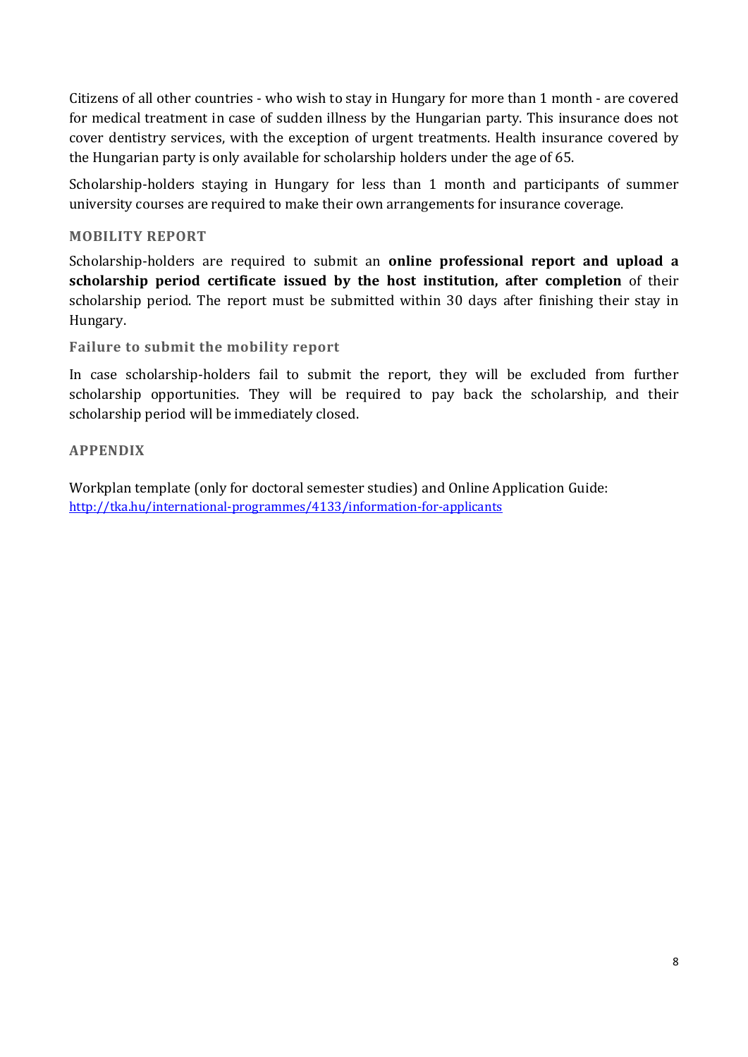Citizens of all other countries - who wish to stay in Hungary for more than 1 month - are covered for medical treatment in case of sudden illness by the Hungarian party. This insurance does not cover dentistry services, with the exception of urgent treatments. Health insurance covered by the Hungarian party is only available for scholarship holders under the age of 65.

Scholarship-holders staying in Hungary for less than 1 month and participants of summer university courses are required to make their own arrangements for insurance coverage.

## MOBILITY REPORT

Scholarship-holders are required to submit an **online professional report and upload a scholarship period certificate issued by the host institution, after completion** of their scholarship period. The report must be submitted within 30 days after finishing their stay in Hungary.

### Failure to submit the mobility report

In case scholarship-holders fail to submit the report, they will be excluded from further scholarship opportunities. They will be required to pay back the scholarship, and their scholarship period will be immediately closed.

## APPENDIX

Workplan template (only for doctoral semester studies) and Online Application Guide:
http://tka.hu/international-programmes/4133/information-for-applicants